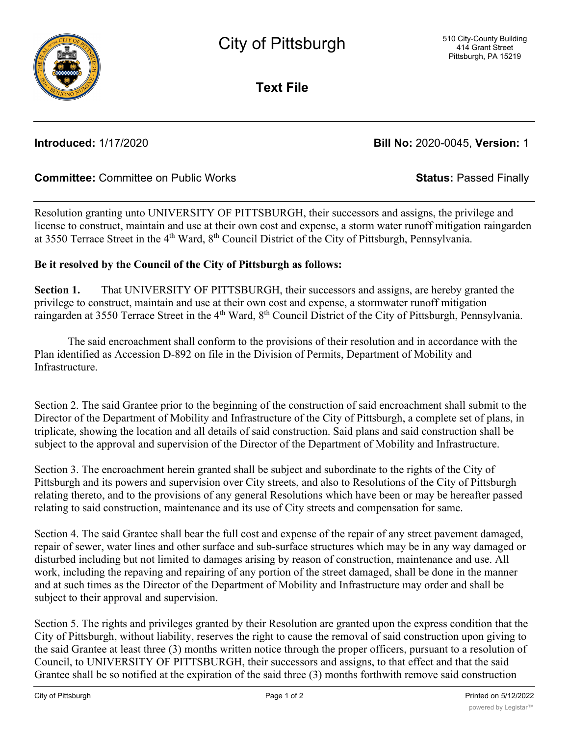# City of Pittsburgh

510 City-County Building
414 Grant Street
Pittsburgh, PA 15219

## Text File

**Introduced:** 1/17/2020 **Bill No:** 2020-0045, **Version:** 1

**Committee:** Committee on Public Works **Status:** Passed Finally

Resolution granting unto UNIVERSITY OF PITTSBURGH, their successors and assigns, the privilege and license to construct, maintain and use at their own cost and expense, a storm water runoff mitigation raingarden at 3550 Terrace Street in the 4th Ward, 8th Council District of the City of Pittsburgh, Pennsylvania.

**Be it resolved by the Council of the City of Pittsburgh as follows:**

**Section 1.** That UNIVERSITY OF PITTSBURGH, their successors and assigns, are hereby granted the privilege to construct, maintain and use at their own cost and expense, a stormwater runoff mitigation raingarden at 3550 Terrace Street in the 4th Ward, 8th Council District of the City of Pittsburgh, Pennsylvania.

The said encroachment shall conform to the provisions of their resolution and in accordance with the Plan identified as Accession D-892 on file in the Division of Permits, Department of Mobility and Infrastructure.

Section 2. The said Grantee prior to the beginning of the construction of said encroachment shall submit to the Director of the Department of Mobility and Infrastructure of the City of Pittsburgh, a complete set of plans, in triplicate, showing the location and all details of said construction. Said plans and said construction shall be subject to the approval and supervision of the Director of the Department of Mobility and Infrastructure.

Section 3. The encroachment herein granted shall be subject and subordinate to the rights of the City of Pittsburgh and its powers and supervision over City streets, and also to Resolutions of the City of Pittsburgh relating thereto, and to the provisions of any general Resolutions which have been or may be hereafter passed relating to said construction, maintenance and its use of City streets and compensation for same.

Section 4. The said Grantee shall bear the full cost and expense of the repair of any street pavement damaged, repair of sewer, water lines and other surface and sub-surface structures which may be in any way damaged or disturbed including but not limited to damages arising by reason of construction, maintenance and use. All work, including the repaving and repairing of any portion of the street damaged, shall be done in the manner and at such times as the Director of the Department of Mobility and Infrastructure may order and shall be subject to their approval and supervision.

Section 5. The rights and privileges granted by their Resolution are granted upon the express condition that the City of Pittsburgh, without liability, reserves the right to cause the removal of said construction upon giving to the said Grantee at least three (3) months written notice through the proper officers, pursuant to a resolution of Council, to UNIVERSITY OF PITTSBURGH, their successors and assigns, to that effect and that the said Grantee shall be so notified at the expiration of the said three (3) months forthwith remove said construction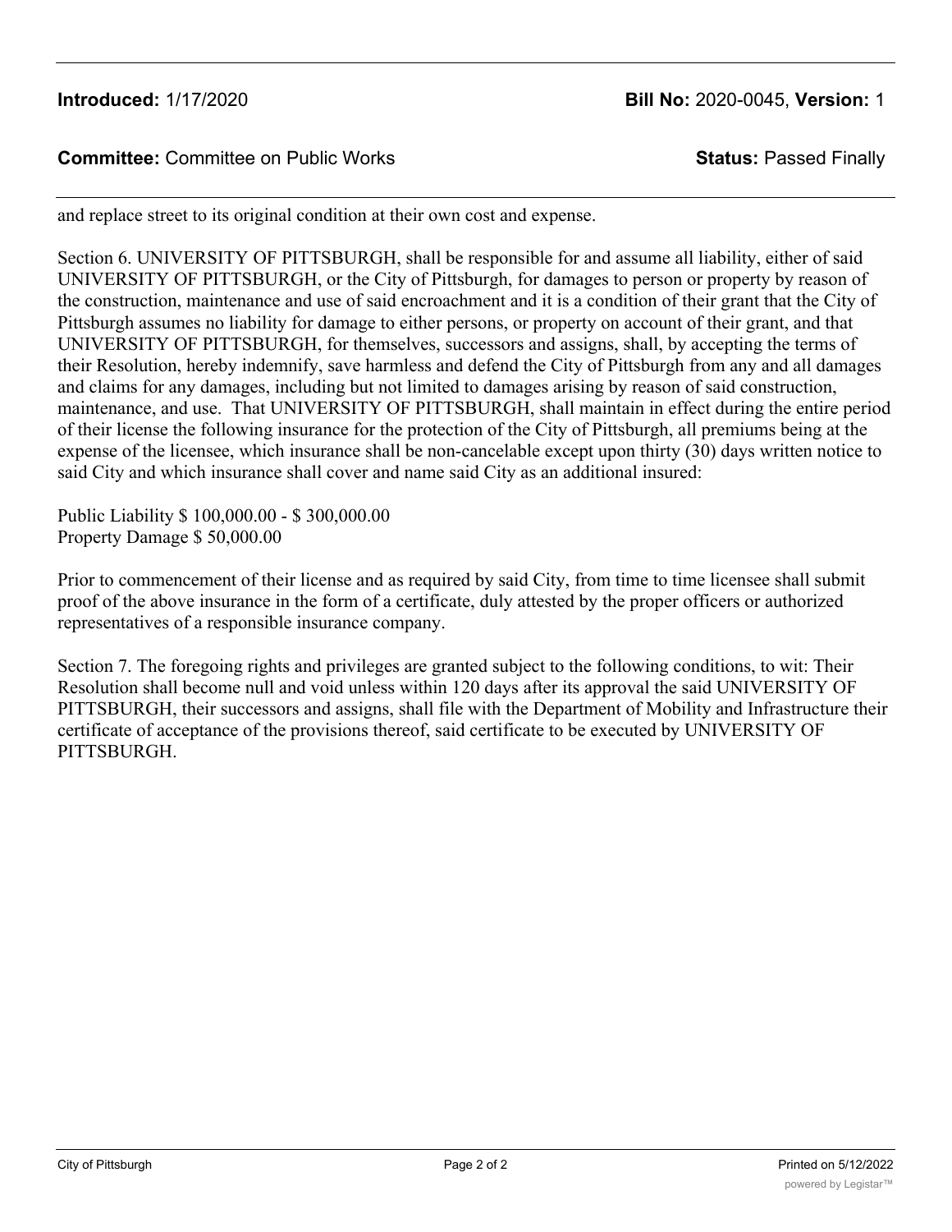and replace street to its original condition at their own cost and expense.

Section 6. UNIVERSITY OF PITTSBURGH, shall be responsible for and assume all liability, either of said UNIVERSITY OF PITTSBURGH, or the City of Pittsburgh, for damages to person or property by reason of the construction, maintenance and use of said encroachment and it is a condition of their grant that the City of Pittsburgh assumes no liability for damage to either persons, or property on account of their grant, and that UNIVERSITY OF PITTSBURGH, for themselves, successors and assigns, shall, by accepting the terms of their Resolution, hereby indemnify, save harmless and defend the City of Pittsburgh from any and all damages and claims for any damages, including but not limited to damages arising by reason of said construction, maintenance, and use. That UNIVERSITY OF PITTSBURGH, shall maintain in effect during the entire period of their license the following insurance for the protection of the City of Pittsburgh, all premiums being at the expense of the licensee, which insurance shall be non-cancelable except upon thirty (30) days written notice to said City and which insurance shall cover and name said City as an additional insured:

Public Liability $ 100,000.00 - $ 300,000.00
Property Damage $ 50,000.00

Prior to commencement of their license and as required by said City, from time to time licensee shall submit proof of the above insurance in the form of a certificate, duly attested by the proper officers or authorized representatives of a responsible insurance company.

Section 7. The foregoing rights and privileges are granted subject to the following conditions, to wit: Their Resolution shall become null and void unless within 120 days after its approval the said UNIVERSITY OF PITTSBURGH, their successors and assigns, shall file with the Department of Mobility and Infrastructure their certificate of acceptance of the provisions thereof, said certificate to be executed by UNIVERSITY OF PITTSBURGH.